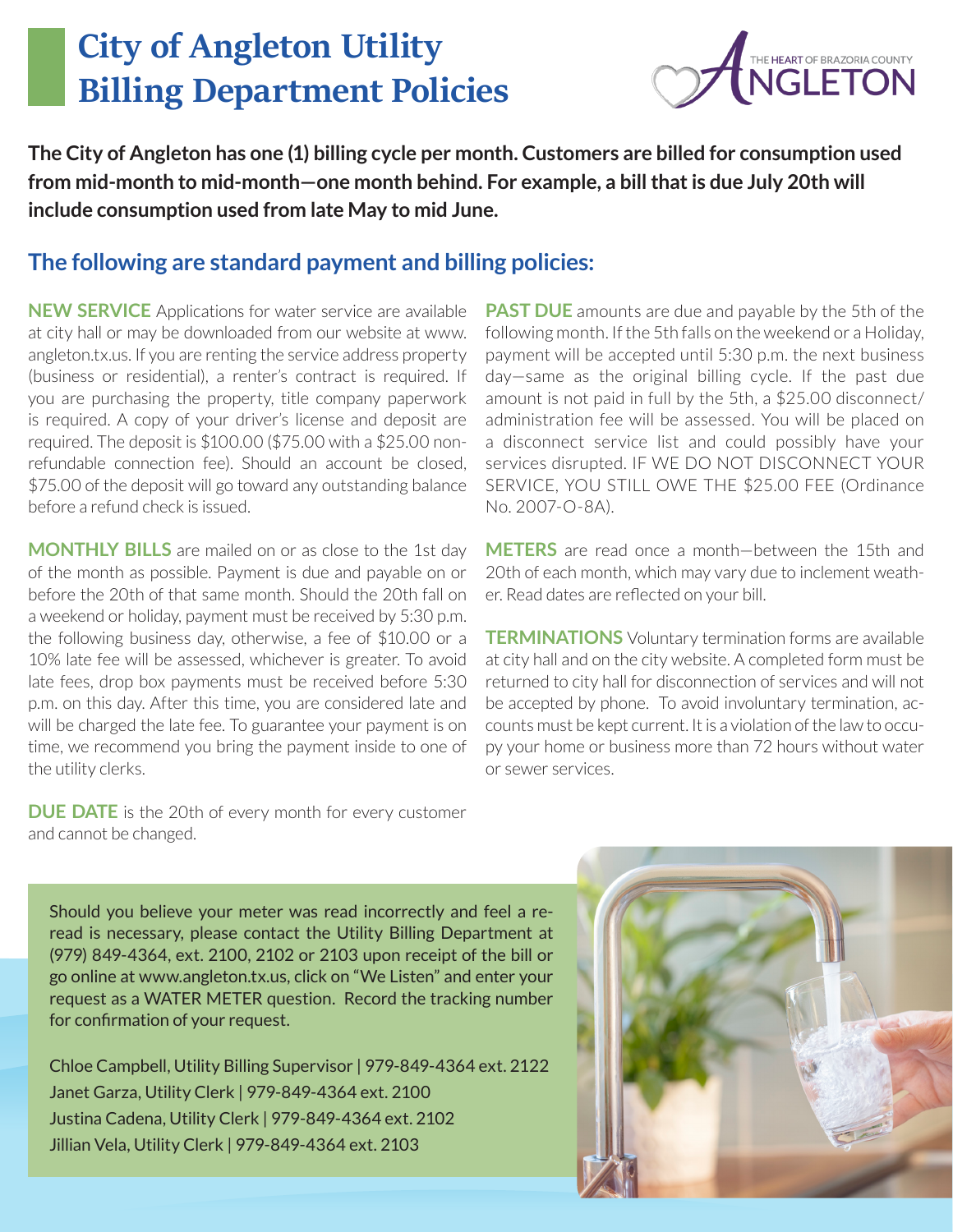# City of Angleton Utility Billing Department Policies

**The City of Angleton has one (1) billing cycle per month. Customers are billed for consumption used from mid-month to mid-month—one month behind. For example, a bill that is due July 20th will include consumption used from late May to mid June.**

## The following are standard payment and billing policies:

**NEW SERVICE** Applications for water service are available at city hall or may be downloaded from our website at www.angleton.tx.us. If you are renting the service address property (business or residential), a renter's contract is required. If you are purchasing the property, title company paperwork is required. A copy of your driver's license and deposit are required. The deposit is $100.00 ($75.00 with a $25.00 non-refundable connection fee). Should an account be closed, $75.00 of the deposit will go toward any outstanding balance before a refund check is issued.

**MONTHLY BILLS** are mailed on or as close to the 1st day of the month as possible. Payment is due and payable on or before the 20th of that same month. Should the 20th fall on a weekend or holiday, payment must be received by 5:30 p.m. the following business day, otherwise, a fee of $10.00 or a 10% late fee will be assessed, whichever is greater. To avoid late fees, drop box payments must be received before 5:30 p.m. on this day. After this time, you are considered late and will be charged the late fee. To guarantee your payment is on time, we recommend you bring the payment inside to one of the utility clerks.

**DUE DATE** is the 20th of every month for every customer and cannot be changed.

**PAST DUE** amounts are due and payable by the 5th of the following month. If the 5th falls on the weekend or a Holiday, payment will be accepted until 5:30 p.m. the next business day—same as the original billing cycle. If the past due amount is not paid in full by the 5th, a $25.00 disconnect/administration fee will be assessed. You will be placed on a disconnect service list and could possibly have your services disrupted. IF WE DO NOT DISCONNECT YOUR SERVICE, YOU STILL OWE THE $25.00 FEE (Ordinance No. 2007-O-8A).

**METERS** are read once a month—between the 15th and 20th of each month, which may vary due to inclement weather. Read dates are reflected on your bill.

**TERMINATIONS** Voluntary termination forms are available at city hall and on the city website. A completed form must be returned to city hall for disconnection of services and will not be accepted by phone. To avoid involuntary termination, accounts must be kept current. It is a violation of the law to occupy your home or business more than 72 hours without water or sewer services.

Should you believe your meter was read incorrectly and feel a re-read is necessary, please contact the Utility Billing Department at (979) 849-4364, ext. 2100, 2102 or 2103 upon receipt of the bill or go online at www.angleton.tx.us, click on "We Listen" and enter your request as a WATER METER question. Record the tracking number for confirmation of your request.

Chloe Campbell, Utility Billing Supervisor | 979-849-4364 ext. 2122
Janet Garza, Utility Clerk | 979-849-4364 ext. 2100
Justina Cadena, Utility Clerk | 979-849-4364 ext. 2102
Jillian Vela, Utility Clerk | 979-849-4364 ext. 2103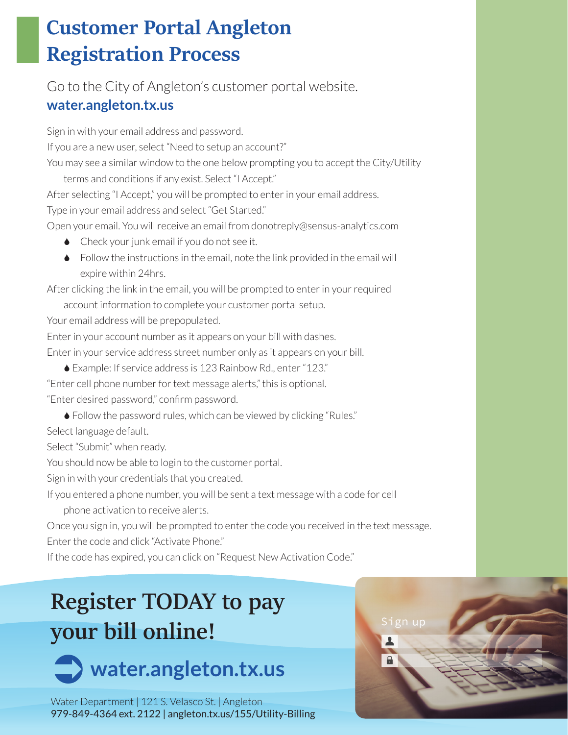# Customer Portal Angleton Registration Process

Go to the City of Angleton's customer portal website.
**water.angleton.tx.us**

Sign in with your email address and password.

If you are a new user, select "Need to setup an account?"

You may see a similar window to the one below prompting you to accept the City/Utility terms and conditions if any exist. Select "I Accept."

After selecting "I Accept," you will be prompted to enter in your email address.

Type in your email address and select "Get Started."

Open your email. You will receive an email from donotreply@sensus-analytics.com

- Check your junk email if you do not see it.
- Follow the instructions in the email, note the link provided in the email will expire within 24hrs.

After clicking the link in the email, you will be prompted to enter in your required account information to complete your customer portal setup.

Your email address will be prepopulated.

Enter in your account number as it appears on your bill with dashes.

Enter in your service address street number only as it appears on your bill.

- Example: If service address is 123 Rainbow Rd., enter "123."

"Enter cell phone number for text message alerts," this is optional.

"Enter desired password," confirm password.

- Follow the password rules, which can be viewed by clicking "Rules."

Select language default.

Select "Submit" when ready.

You should now be able to login to the customer portal.

Sign in with your credentials that you created.

If you entered a phone number, you will be sent a text message with a code for cell phone activation to receive alerts.

Once you sign in, you will be prompted to enter the code you received in the text message.

Enter the code and click "Activate Phone."

If the code has expired, you can click on "Request New Activation Code."

## Register TODAY to pay your bill online!

**water.angleton.tx.us**

Water Department | 121 S. Velasco St. | Angleton
979-849-4364 ext. 2122 | angleton.tx.us/155/Utility-Billing